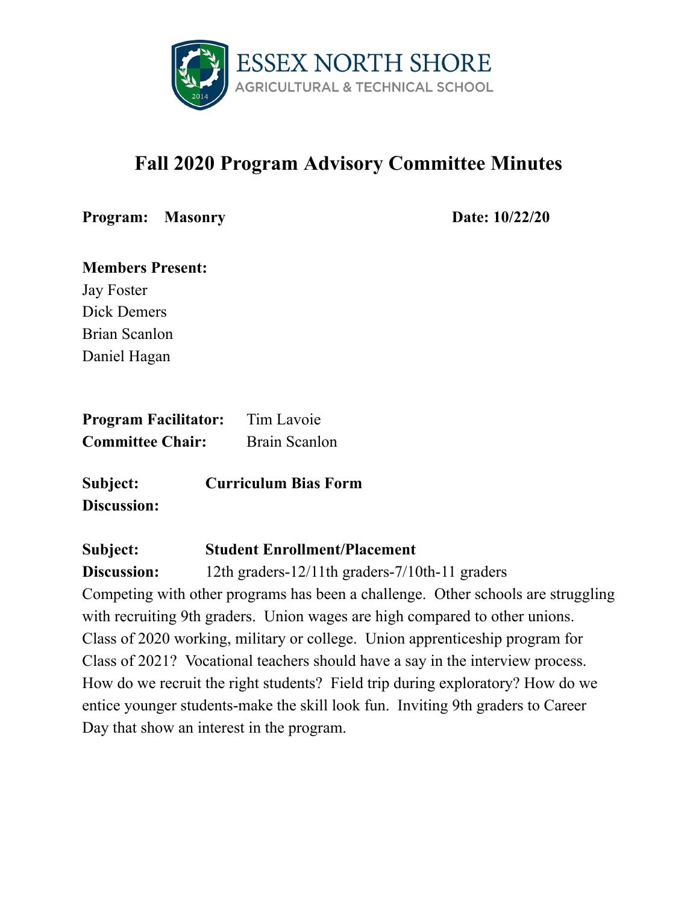ESSEX NORTH SHORE
AGRICULTURAL & TECHNICAL SCHOOL

# Fall 2020 Program Advisory Committee Minutes

**Program: Masonry** **Date: 10/22/20**

**Members Present:**
Jay Foster
Dick Demers
Brian Scanlon
Daniel Hagan

**Program Facilitator:** Tim Lavoie
**Committee Chair:** Brain Scanlon

**Subject:** **Curriculum Bias Form**
**Discussion:**

**Subject:** **Student Enrollment/Placement**
**Discussion:** 12th graders-12/11th graders-7/10th-11 graders
Competing with other programs has been a challenge. Other schools are struggling with recruiting 9th graders. Union wages are high compared to other unions. Class of 2020 working, military or college. Union apprenticeship program for Class of 2021? Vocational teachers should have a say in the interview process. How do we recruit the right students? Field trip during exploratory? How do we entice younger students-make the skill look fun. Inviting 9th graders to Career Day that show an interest in the program.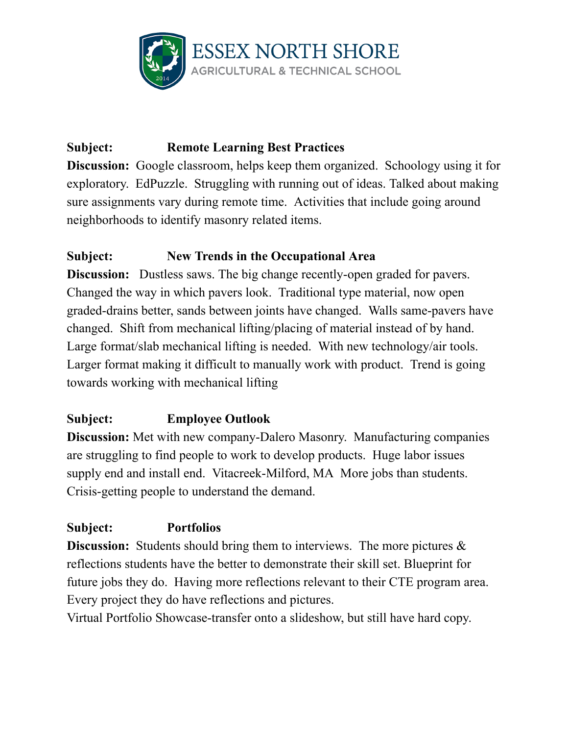**Subject:** **Remote Learning Best Practices**

**Discussion:** Google classroom, helps keep them organized. Schoology using it for exploratory. EdPuzzle. Struggling with running out of ideas. Talked about making sure assignments vary during remote time. Activities that include going around neighborhoods to identify masonry related items.

**Subject:** **New Trends in the Occupational Area**

**Discussion:** Dustless saws. The big change recently-open graded for pavers. Changed the way in which pavers look. Traditional type material, now open graded-drains better, sands between joints have changed. Walls same-pavers have changed. Shift from mechanical lifting/placing of material instead of by hand. Large format/slab mechanical lifting is needed. With new technology/air tools. Larger format making it difficult to manually work with product. Trend is going towards working with mechanical lifting

**Subject:** **Employee Outlook**

**Discussion:** Met with new company-Dalero Masonry. Manufacturing companies are struggling to find people to work to develop products. Huge labor issues supply end and install end. Vitacreek-Milford, MA More jobs than students. Crisis-getting people to understand the demand.

**Subject:** **Portfolios**

**Discussion:** Students should bring them to interviews. The more pictures & reflections students have the better to demonstrate their skill set. Blueprint for future jobs they do. Having more reflections relevant to their CTE program area. Every project they do have reflections and pictures.

Virtual Portfolio Showcase-transfer onto a slideshow, but still have hard copy.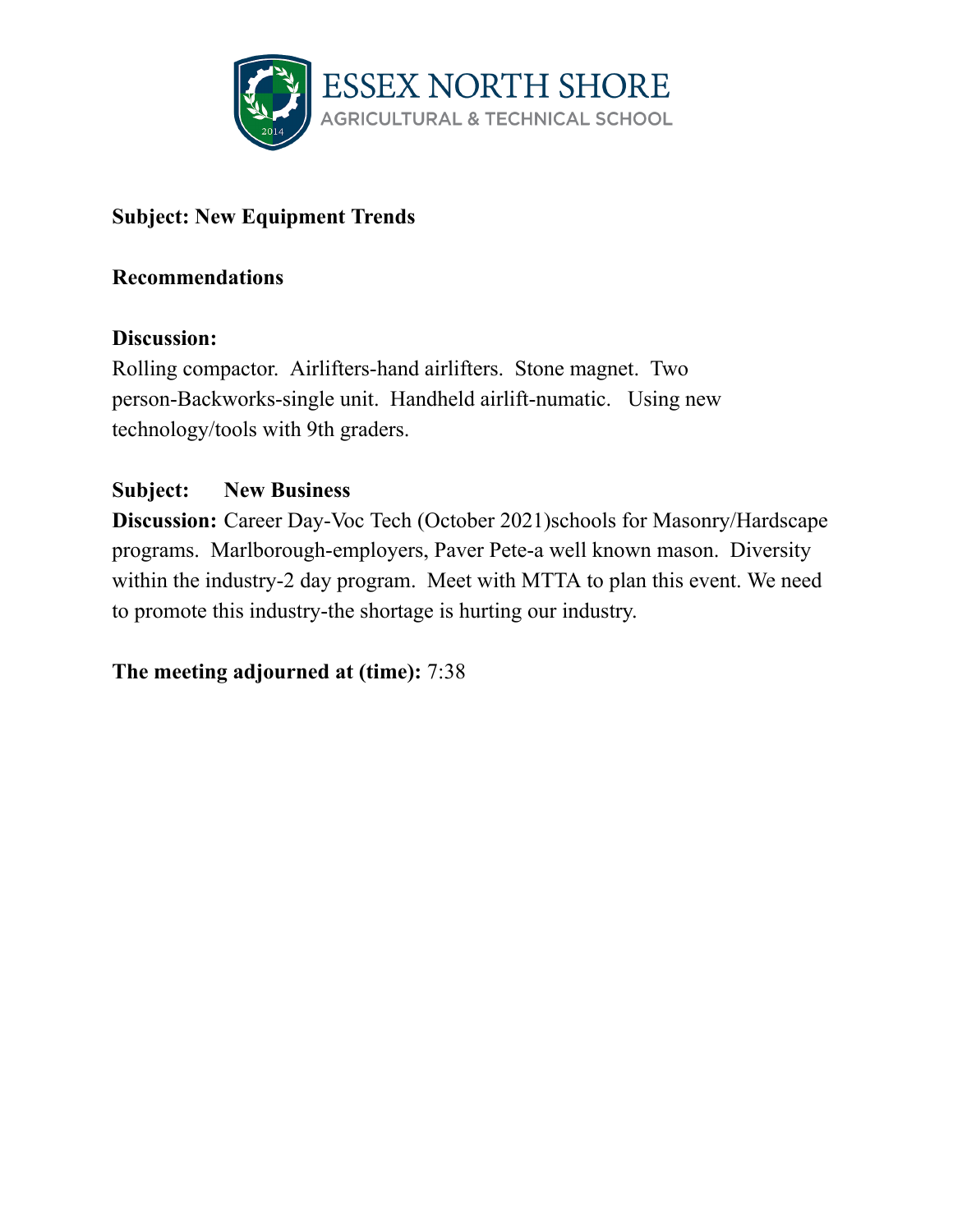**Subject: New Equipment Trends**

**Recommendations**

**Discussion:**
Rolling compactor. Airlifters-hand airlifters. Stone magnet. Two person-Backworks-single unit. Handheld airlift-numatic. Using new technology/tools with 9th graders.

**Subject: New Business**
**Discussion:** Career Day-Voc Tech (October 2021)schools for Masonry/Hardscape programs. Marlborough-employers, Paver Pete-a well known mason. Diversity within the industry-2 day program. Meet with MTTA to plan this event. We need to promote this industry-the shortage is hurting our industry.

**The meeting adjourned at (time):** 7:38